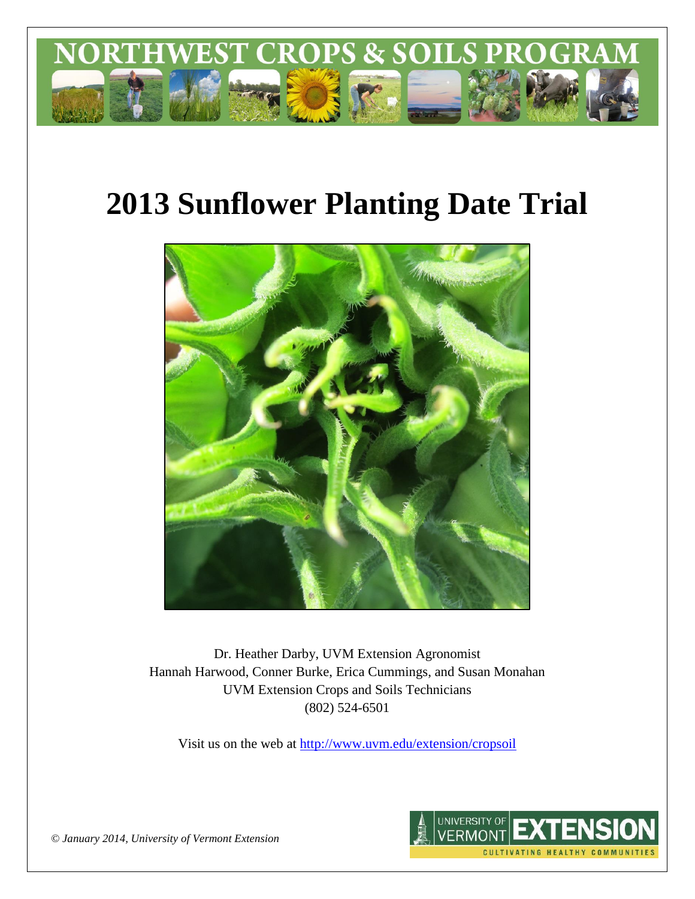# NORTHWEST CROPS & SOILS PROGRAM

# 2013 Sunflower Planting Date Trial

Dr. Heather Darby, UVM Extension Agronomist
Hannah Harwood, Conner Burke, Erica Cummings, and Susan Monahan
UVM Extension Crops and Soils Technicians
(802) 524-6501

Visit us on the web at http://www.uvm.edu/extension/cropsoil

*© January 2014, University of Vermont Extension*

UNIVERSITY OF VERMONT EXTENSION
CULTIVATING HEALTHY COMMUNITIES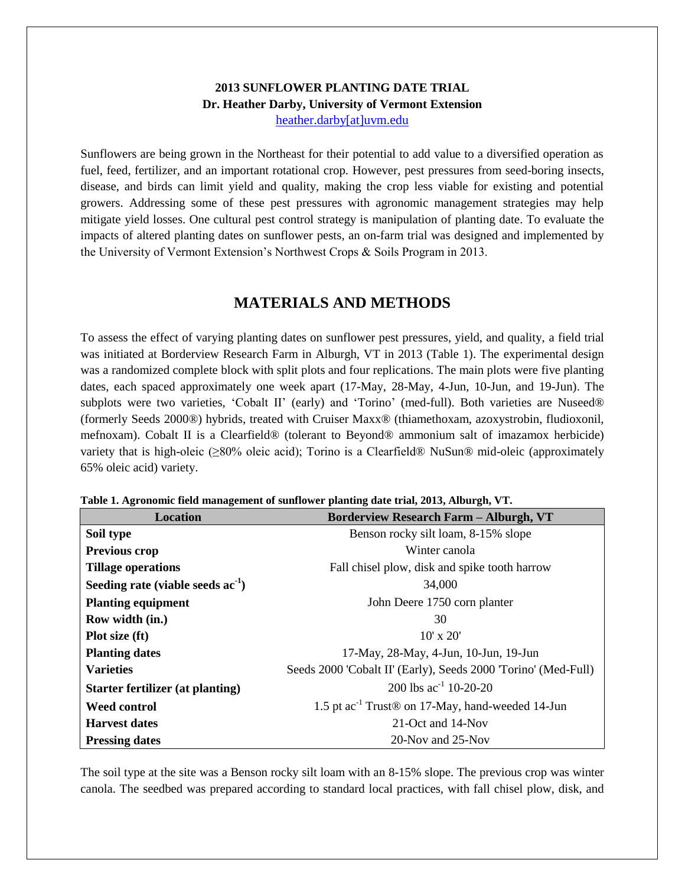**2013 SUNFLOWER PLANTING DATE TRIAL**
**Dr. Heather Darby, University of Vermont Extension**
heather.darby[at]uvm.edu

Sunflowers are being grown in the Northeast for their potential to add value to a diversified operation as fuel, feed, fertilizer, and an important rotational crop. However, pest pressures from seed-boring insects, disease, and birds can limit yield and quality, making the crop less viable for existing and potential growers. Addressing some of these pest pressures with agronomic management strategies may help mitigate yield losses. One cultural pest control strategy is manipulation of planting date. To evaluate the impacts of altered planting dates on sunflower pests, an on-farm trial was designed and implemented by the University of Vermont Extension's Northwest Crops & Soils Program in 2013.

## MATERIALS AND METHODS

To assess the effect of varying planting dates on sunflower pest pressures, yield, and quality, a field trial was initiated at Borderview Research Farm in Alburgh, VT in 2013 (Table 1). The experimental design was a randomized complete block with split plots and four replications. The main plots were five planting dates, each spaced approximately one week apart (17-May, 28-May, 4-Jun, 10-Jun, and 19-Jun). The subplots were two varieties, 'Cobalt II' (early) and 'Torino' (med-full). Both varieties are Nuseed® (formerly Seeds 2000®) hybrids, treated with Cruiser Maxx® (thiamethoxam, azoxystrobin, fludioxonil, mefnoxam). Cobalt II is a Clearfield® (tolerant to Beyond® ammonium salt of imazamox herbicide) variety that is high-oleic (≥80% oleic acid); Torino is a Clearfield® NuSun® mid-oleic (approximately 65% oleic acid) variety.

**Table 1. Agronomic field management of sunflower planting date trial, 2013, Alburgh, VT.**

| Location | Borderview Research Farm – Alburgh, VT |
|---|---|
| **Soil type** | Benson rocky silt loam, 8-15% slope |
| **Previous crop** | Winter canola |
| **Tillage operations** | Fall chisel plow, disk and spike tooth harrow |
| **Seeding rate (viable seeds ac$^{-1}$)** | 34,000 |
| **Planting equipment** | John Deere 1750 corn planter |
| **Row width (in.)** | 30 |
| **Plot size (ft)** | 10' x 20' |
| **Planting dates** | 17-May, 28-May, 4-Jun, 10-Jun, 19-Jun |
| **Varieties** | Seeds 2000 'Cobalt II' (Early), Seeds 2000 'Torino' (Med-Full) |
| **Starter fertilizer (at planting)** | 200 lbs ac$^{-1}$ 10-20-20 |
| **Weed control** | 1.5 pt ac$^{-1}$ Trust® on 17-May, hand-weeded 14-Jun |
| **Harvest dates** | 21-Oct and 14-Nov |
| **Pressing dates** | 20-Nov and 25-Nov |

The soil type at the site was a Benson rocky silt loam with an 8-15% slope. The previous crop was winter canola. The seedbed was prepared according to standard local practices, with fall chisel plow, disk, and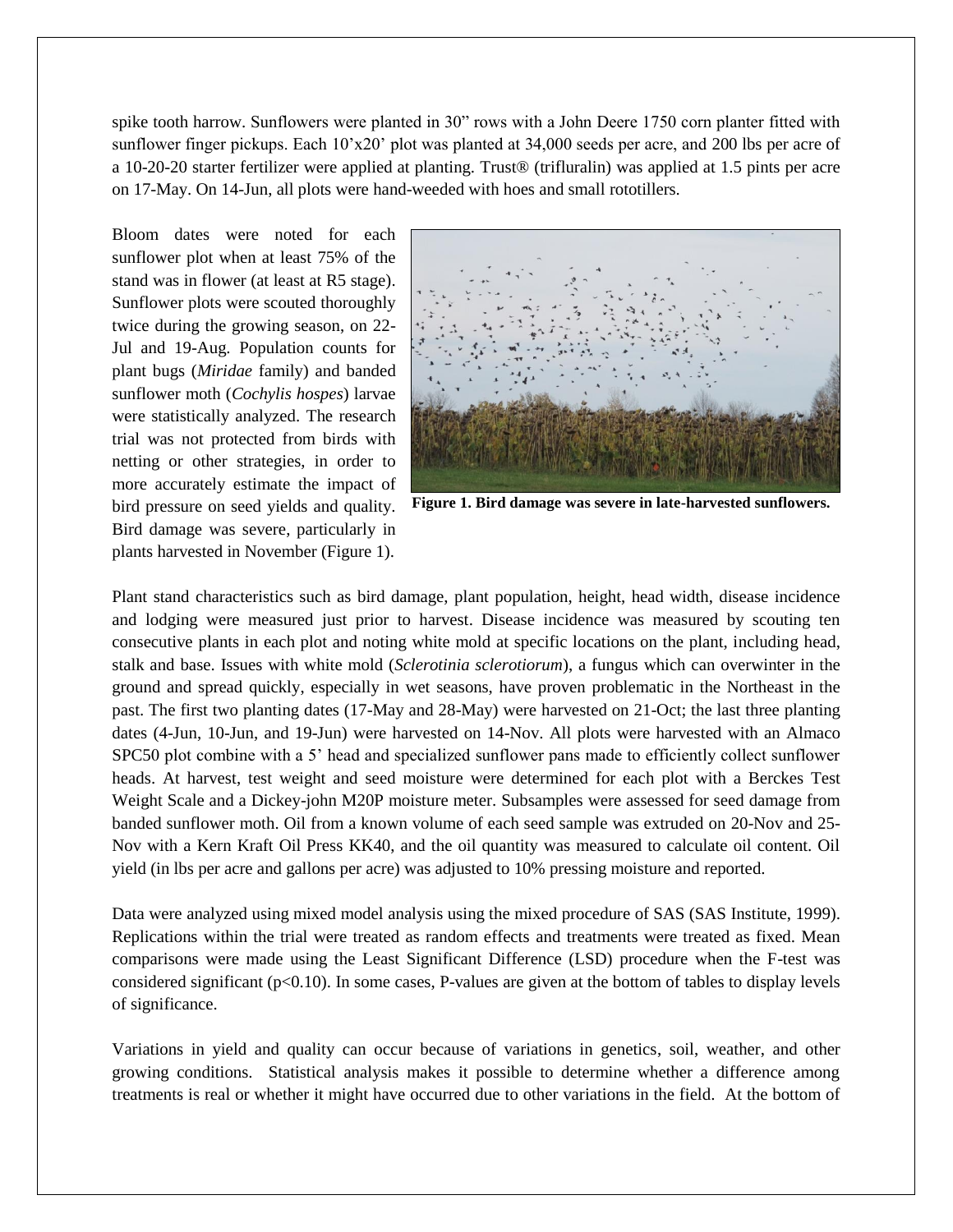spike tooth harrow. Sunflowers were planted in 30" rows with a John Deere 1750 corn planter fitted with sunflower finger pickups. Each 10'x20' plot was planted at 34,000 seeds per acre, and 200 lbs per acre of a 10-20-20 starter fertilizer were applied at planting. Trust® (trifluralin) was applied at 1.5 pints per acre on 17-May. On 14-Jun, all plots were hand-weeded with hoes and small rototillers.

Bloom dates were noted for each sunflower plot when at least 75% of the stand was in flower (at least at R5 stage). Sunflower plots were scouted thoroughly twice during the growing season, on 22-Jul and 19-Aug. Population counts for plant bugs (*Miridae* family) and banded sunflower moth (*Cochylis hospes*) larvae were statistically analyzed. The research trial was not protected from birds with netting or other strategies, in order to more accurately estimate the impact of bird pressure on seed yields and quality. Bird damage was severe, particularly in plants harvested in November (Figure 1).

**Figure 1. Bird damage was severe in late-harvested sunflowers.**

Plant stand characteristics such as bird damage, plant population, height, head width, disease incidence and lodging were measured just prior to harvest. Disease incidence was measured by scouting ten consecutive plants in each plot and noting white mold at specific locations on the plant, including head, stalk and base. Issues with white mold (*Sclerotinia sclerotiorum*), a fungus which can overwinter in the ground and spread quickly, especially in wet seasons, have proven problematic in the Northeast in the past. The first two planting dates (17-May and 28-May) were harvested on 21-Oct; the last three planting dates (4-Jun, 10-Jun, and 19-Jun) were harvested on 14-Nov. All plots were harvested with an Almaco SPC50 plot combine with a 5' head and specialized sunflower pans made to efficiently collect sunflower heads. At harvest, test weight and seed moisture were determined for each plot with a Berckes Test Weight Scale and a Dickey-john M20P moisture meter. Subsamples were assessed for seed damage from banded sunflower moth. Oil from a known volume of each seed sample was extruded on 20-Nov and 25-Nov with a Kern Kraft Oil Press KK40, and the oil quantity was measured to calculate oil content. Oil yield (in lbs per acre and gallons per acre) was adjusted to 10% pressing moisture and reported.

Data were analyzed using mixed model analysis using the mixed procedure of SAS (SAS Institute, 1999). Replications within the trial were treated as random effects and treatments were treated as fixed. Mean comparisons were made using the Least Significant Difference (LSD) procedure when the F-test was considered significant ($p<0.10$). In some cases, P-values are given at the bottom of tables to display levels of significance.

Variations in yield and quality can occur because of variations in genetics, soil, weather, and other growing conditions. Statistical analysis makes it possible to determine whether a difference among treatments is real or whether it might have occurred due to other variations in the field. At the bottom of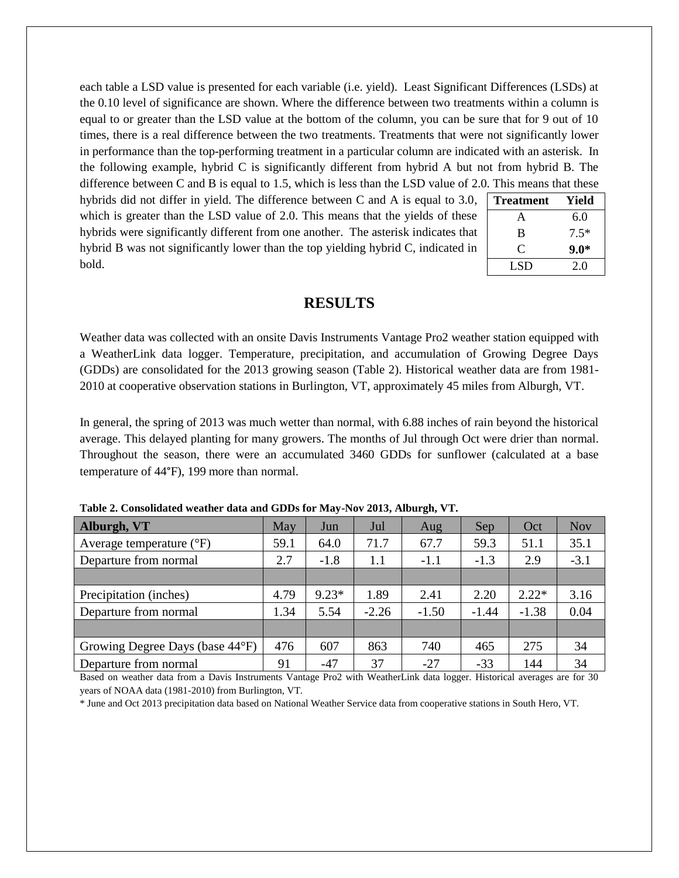each table a LSD value is presented for each variable (i.e. yield). Least Significant Differences (LSDs) at the 0.10 level of significance are shown. Where the difference between two treatments within a column is equal to or greater than the LSD value at the bottom of the column, you can be sure that for 9 out of 10 times, there is a real difference between the two treatments. Treatments that were not significantly lower in performance than the top-performing treatment in a particular column are indicated with an asterisk. In the following example, hybrid C is significantly different from hybrid A but not from hybrid B. The difference between C and B is equal to 1.5, which is less than the LSD value of 2.0. This means that these hybrids did not differ in yield. The difference between C and A is equal to 3.0, which is greater than the LSD value of 2.0. This means that the yields of these hybrids were significantly different from one another. The asterisk indicates that hybrid B was not significantly lower than the top yielding hybrid C, indicated in bold.

| Treatment | Yield |
|---|---|
| A | 6.0 |
| B | 7.5* |
| C | **9.0*** |
| LSD | 2.0 |

# RESULTS

Weather data was collected with an onsite Davis Instruments Vantage Pro2 weather station equipped with a WeatherLink data logger. Temperature, precipitation, and accumulation of Growing Degree Days (GDDs) are consolidated for the 2013 growing season (Table 2). Historical weather data are from 1981-2010 at cooperative observation stations in Burlington, VT, approximately 45 miles from Alburgh, VT.

In general, the spring of 2013 was much wetter than normal, with 6.88 inches of rain beyond the historical average. This delayed planting for many growers. The months of Jul through Oct were drier than normal. Throughout the season, there were an accumulated 3460 GDDs for sunflower (calculated at a base temperature of 44°F), 199 more than normal.

**Table 2. Consolidated weather data and GDDs for May-Nov 2013, Alburgh, VT.**

| Alburgh, VT | May | Jun | Jul | Aug | Sep | Oct | Nov |
|---|---|---|---|---|---|---|---|
| Average temperature (°F) | 59.1 | 64.0 | 71.7 | 67.7 | 59.3 | 51.1 | 35.1 |
| Departure from normal | 2.7 | -1.8 | 1.1 | -1.1 | -1.3 | 2.9 | -3.1 |
| | | | | | | | |
| Precipitation (inches) | 4.79 | 9.23* | 1.89 | 2.41 | 2.20 | 2.22* | 3.16 |
| Departure from normal | 1.34 | 5.54 | -2.26 | -1.50 | -1.44 | -1.38 | 0.04 |
| | | | | | | | |
| Growing Degree Days (base 44°F) | 476 | 607 | 863 | 740 | 465 | 275 | 34 |
| Departure from normal | 91 | -47 | 37 | -27 | -33 | 144 | 34 |

Based on weather data from a Davis Instruments Vantage Pro2 with WeatherLink data logger. Historical averages are for 30 years of NOAA data (1981-2010) from Burlington, VT.

* June and Oct 2013 precipitation data based on National Weather Service data from cooperative stations in South Hero, VT.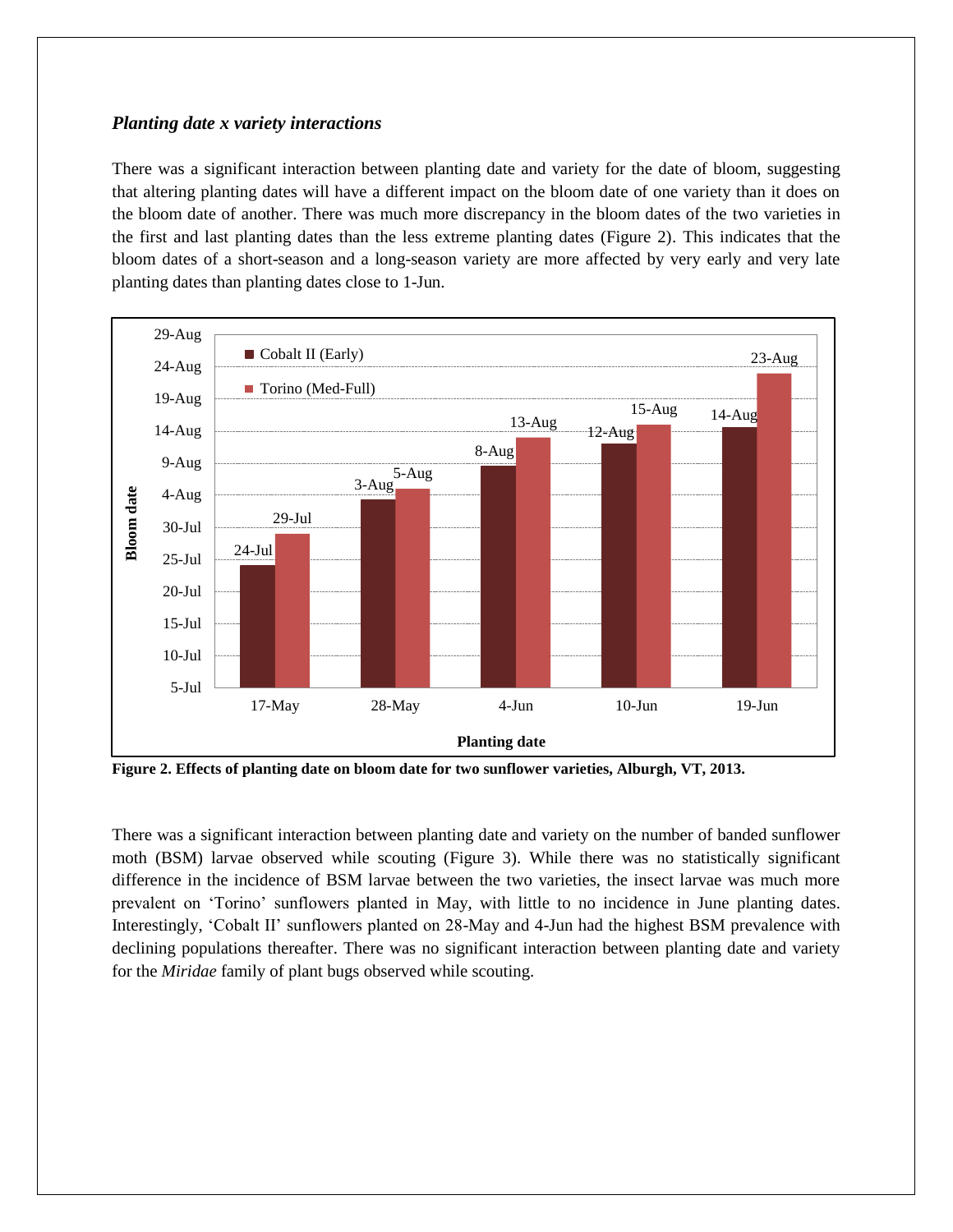### *Planting date x variety interactions*

There was a significant interaction between planting date and variety for the date of bloom, suggesting that altering planting dates will have a different impact on the bloom date of one variety than it does on the bloom date of another. There was much more discrepancy in the bloom dates of the two varieties in the first and last planting dates than the less extreme planting dates (Figure 2). This indicates that the bloom dates of a short-season and a long-season variety are more affected by very early and very late planting dates than planting dates close to 1-Jun.

| Planting date | Cobalt II (Early) | Torino (Med-Full) |
|---|---|---|
| 17-May | 24-Jul | 29-Jul |
| 28-May | 3-Aug | 5-Aug |
| 4-Jun | 8-Aug | 13-Aug |
| 10-Jun | 12-Aug | 15-Aug |
| 19-Jun | 14-Aug | 23-Aug |

**Figure 2. Effects of planting date on bloom date for two sunflower varieties, Alburgh, VT, 2013.**

There was a significant interaction between planting date and variety on the number of banded sunflower moth (BSM) larvae observed while scouting (Figure 3). While there was no statistically significant difference in the incidence of BSM larvae between the two varieties, the insect larvae was much more prevalent on 'Torino' sunflowers planted in May, with little to no incidence in June planting dates. Interestingly, 'Cobalt II' sunflowers planted on 28-May and 4-Jun had the highest BSM prevalence with declining populations thereafter. There was no significant interaction between planting date and variety for the *Miridae* family of plant bugs observed while scouting.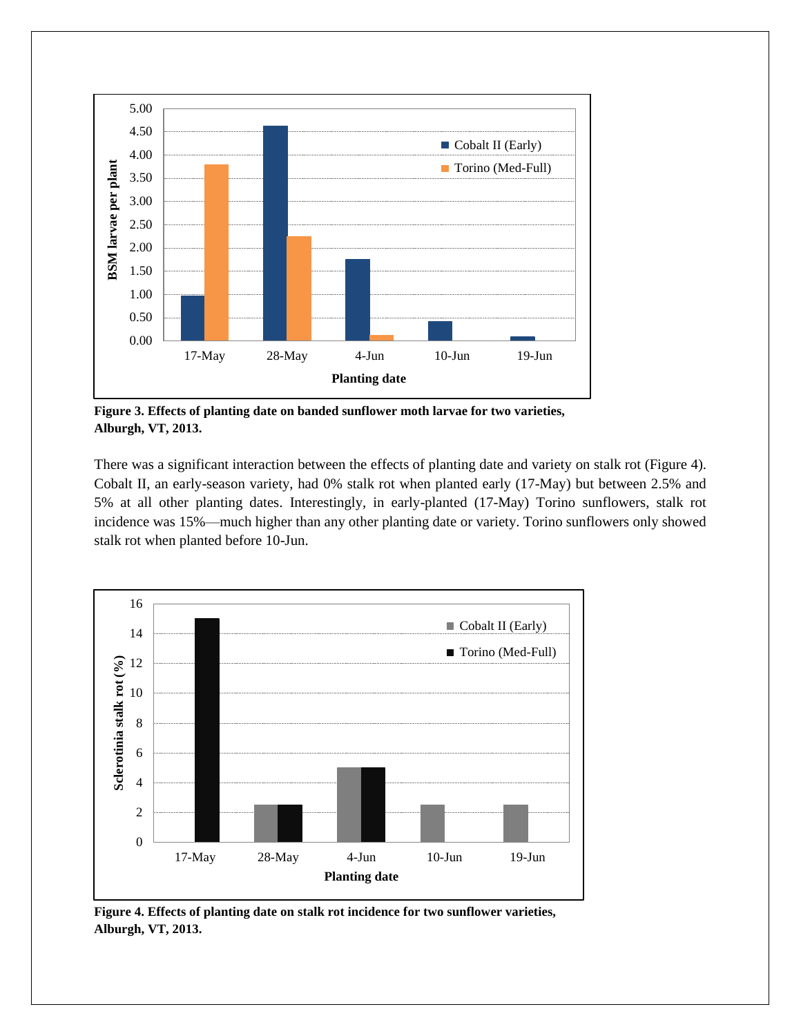**Figure 3. Effects of planting date on banded sunflower moth larvae for two varieties, Alburgh, VT, 2013.**

There was a significant interaction between the effects of planting date and variety on stalk rot (Figure 4). Cobalt II, an early-season variety, had 0% stalk rot when planted early (17-May) but between 2.5% and 5% at all other planting dates. Interestingly, in early-planted (17-May) Torino sunflowers, stalk rot incidence was 15%—much higher than any other planting date or variety. Torino sunflowers only showed stalk rot when planted before 10-Jun.

**Figure 4. Effects of planting date on stalk rot incidence for two sunflower varieties, Alburgh, VT, 2013.**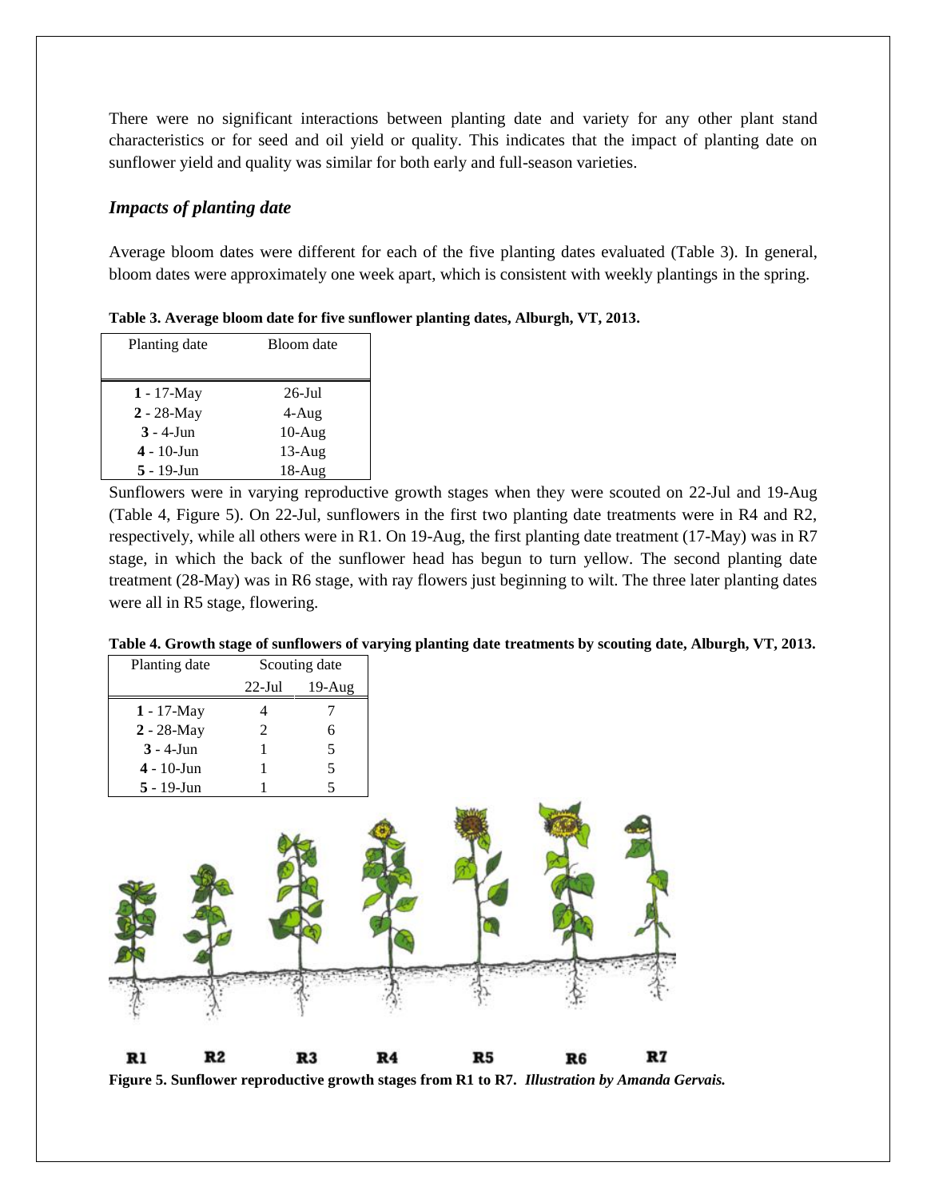There were no significant interactions between planting date and variety for any other plant stand characteristics or for seed and oil yield or quality. This indicates that the impact of planting date on sunflower yield and quality was similar for both early and full-season varieties.

### *Impacts of planting date*

Average bloom dates were different for each of the five planting dates evaluated (Table 3). In general, bloom dates were approximately one week apart, which is consistent with weekly plantings in the spring.

**Table 3. Average bloom date for five sunflower planting dates, Alburgh, VT, 2013.**

| Planting date | Bloom date |
|---|---|
| **1** - 17-May | 26-Jul |
| **2** - 28-May | 4-Aug |
| **3** - 4-Jun | 10-Aug |
| **4** - 10-Jun | 13-Aug |
| **5** - 19-Jun | 18-Aug |

Sunflowers were in varying reproductive growth stages when they were scouted on 22-Jul and 19-Aug (Table 4, Figure 5). On 22-Jul, sunflowers in the first two planting date treatments were in R4 and R2, respectively, while all others were in R1. On 19-Aug, the first planting date treatment (17-May) was in R7 stage, in which the back of the sunflower head has begun to turn yellow. The second planting date treatment (28-May) was in R6 stage, with ray flowers just beginning to wilt. The three later planting dates were all in R5 stage, flowering.

**Table 4. Growth stage of sunflowers of varying planting date treatments by scouting date, Alburgh, VT, 2013.**

| Planting date | Scouting date | |
|---|---|---|
| | 22-Jul | 19-Aug |
| **1** - 17-May | 4 | 7 |
| **2** - 28-May | 2 | 6 |
| **3** - 4-Jun | 1 | 5 |
| **4** - 10-Jun | 1 | 5 |
| **5** - 19-Jun | 1 | 5 |

R1 R2 R3 R4 R5 R6 R7

**Figure 5. Sunflower reproductive growth stages from R1 to R7.** ***Illustration by Amanda Gervais.***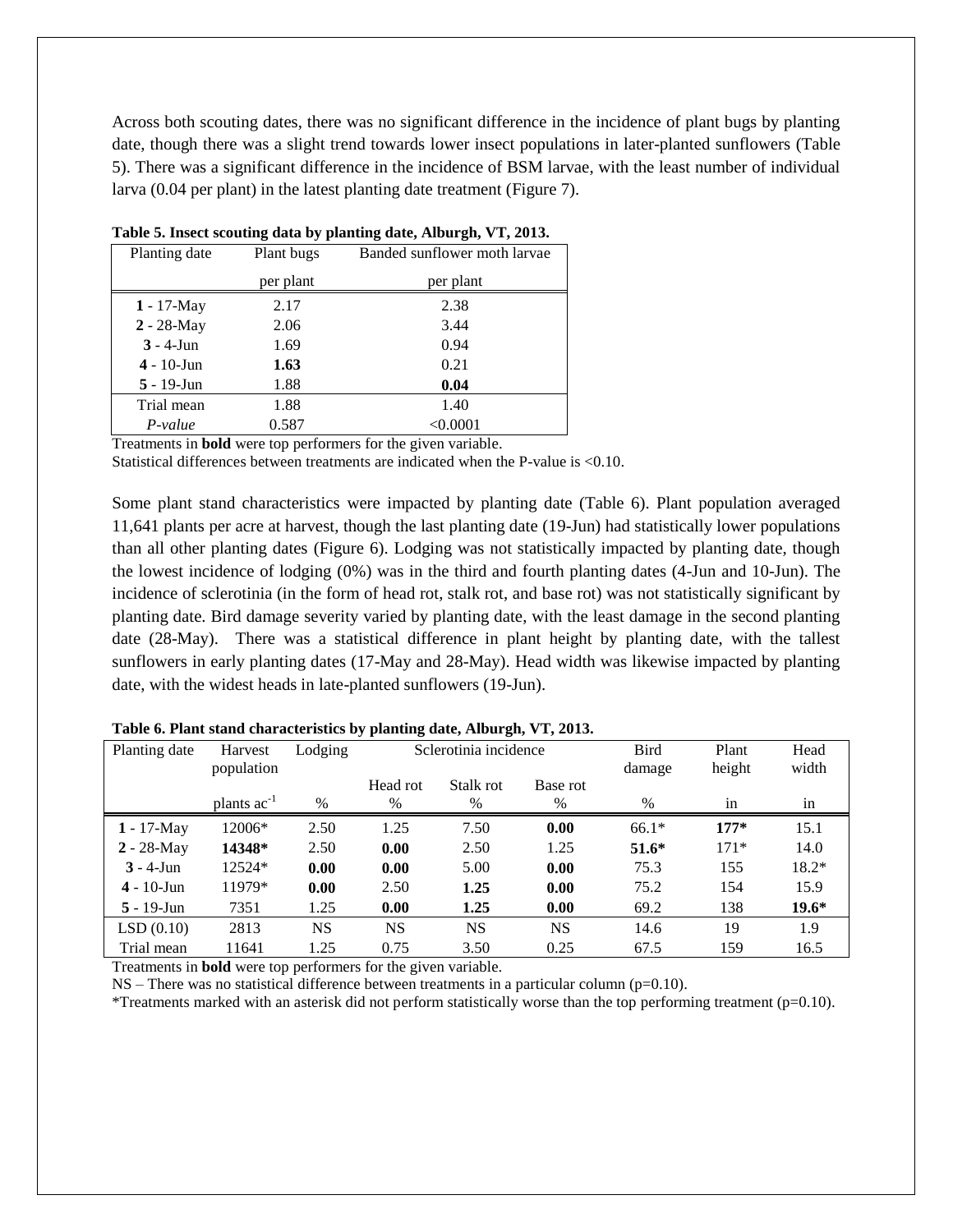Across both scouting dates, there was no significant difference in the incidence of plant bugs by planting date, though there was a slight trend towards lower insect populations in later-planted sunflowers (Table 5). There was a significant difference in the incidence of BSM larvae, with the least number of individual larva (0.04 per plant) in the latest planting date treatment (Figure 7).

**Table 5. Insect scouting data by planting date, Alburgh, VT, 2013.**

| Planting date | Plant bugs | Banded sunflower moth larvae |
|---|---|---|
| | per plant | per plant |
| **1** - 17-May | 2.17 | 2.38 |
| **2** - 28-May | 2.06 | 3.44 |
| **3** - 4-Jun | 1.69 | 0.94 |
| **4** - 10-Jun | **1.63** | 0.21 |
| **5** - 19-Jun | 1.88 | **0.04** |
| Trial mean | 1.88 | 1.40 |
| *P-value* | 0.587 | <0.0001 |

Treatments in **bold** were top performers for the given variable.
Statistical differences between treatments are indicated when the P-value is <0.10.

Some plant stand characteristics were impacted by planting date (Table 6). Plant population averaged 11,641 plants per acre at harvest, though the last planting date (19-Jun) had statistically lower populations than all other planting dates (Figure 6). Lodging was not statistically impacted by planting date, though the lowest incidence of lodging (0%) was in the third and fourth planting dates (4-Jun and 10-Jun). The incidence of sclerotinia (in the form of head rot, stalk rot, and base rot) was not statistically significant by planting date. Bird damage severity varied by planting date, with the least damage in the second planting date (28-May). There was a statistical difference in plant height by planting date, with the tallest sunflowers in early planting dates (17-May and 28-May). Head width was likewise impacted by planting date, with the widest heads in late-planted sunflowers (19-Jun).

**Table 6. Plant stand characteristics by planting date, Alburgh, VT, 2013.**

| Planting date | Harvest population | Lodging | Sclerotinia incidence | | | Bird damage | Plant height | Head width |
|---|---|---|---|---|---|---|---|---|
| | | | Head rot | Stalk rot | Base rot | | | |
| | plants ac$^{-1}$ | % | % | % | % | % | in | in |
| **1** - 17-May | 12006* | 2.50 | 1.25 | 7.50 | **0.00** | 66.1* | **177*** | 15.1 |
| **2** - 28-May | **14348*** | 2.50 | **0.00** | 2.50 | 1.25 | **51.6*** | 171* | 14.0 |
| **3** - 4-Jun | 12524* | **0.00** | **0.00** | 5.00 | **0.00** | 75.3 | 155 | 18.2* |
| **4** - 10-Jun | 11979* | **0.00** | 2.50 | **1.25** | **0.00** | 75.2 | 154 | 15.9 |
| **5** - 19-Jun | 7351 | 1.25 | **0.00** | **1.25** | **0.00** | 69.2 | 138 | **19.6*** |
| LSD (0.10) | 2813 | NS | NS | NS | NS | 14.6 | 19 | 1.9 |
| Trial mean | 11641 | 1.25 | 0.75 | 3.50 | 0.25 | 67.5 | 159 | 16.5 |

Treatments in **bold** were top performers for the given variable.
NS – There was no statistical difference between treatments in a particular column (p=0.10).
*Treatments marked with an asterisk did not perform statistically worse than the top performing treatment (p=0.10).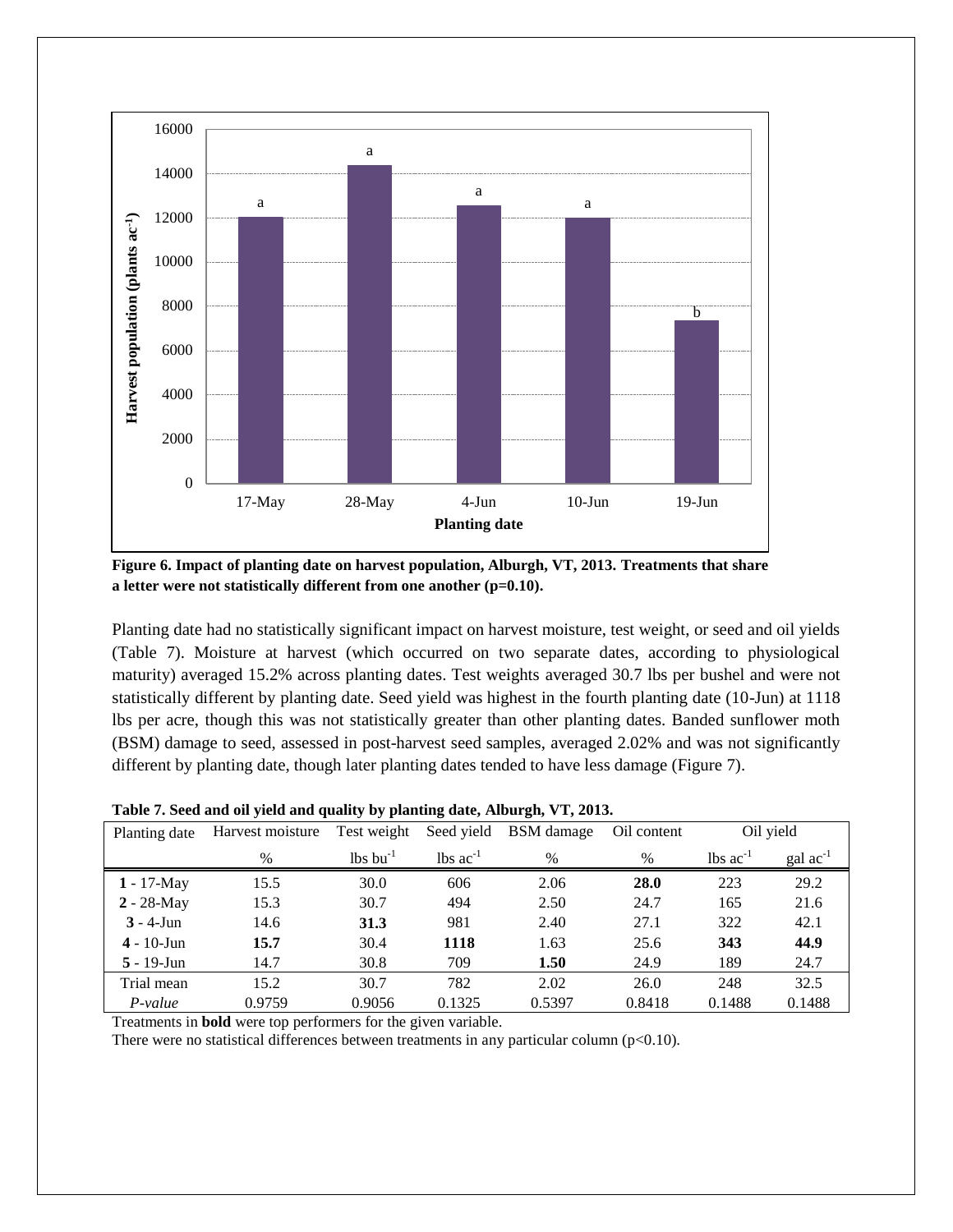**Figure 6. Impact of planting date on harvest population, Alburgh, VT, 2013. Treatments that share a letter were not statistically different from one another (p=0.10).**

Planting date had no statistically significant impact on harvest moisture, test weight, or seed and oil yields (Table 7). Moisture at harvest (which occurred on two separate dates, according to physiological maturity) averaged 15.2% across planting dates. Test weights averaged 30.7 lbs per bushel and were not statistically different by planting date. Seed yield was highest in the fourth planting date (10-Jun) at 1118 lbs per acre, though this was not statistically greater than other planting dates. Banded sunflower moth (BSM) damage to seed, assessed in post-harvest seed samples, averaged 2.02% and was not significantly different by planting date, though later planting dates tended to have less damage (Figure 7).

**Table 7. Seed and oil yield and quality by planting date, Alburgh, VT, 2013.**

| Planting date | Harvest moisture | Test weight | Seed yield | BSM damage | Oil content | Oil yield | |
|---|---|---|---|---|---|---|---|
| | % | lbs bu$^{-1}$ | lbs ac$^{-1}$ | % | % | lbs ac$^{-1}$ | gal ac$^{-1}$ |
| **1** - 17-May | 15.5 | 30.0 | 606 | 2.06 | **28.0** | 223 | 29.2 |
| **2** - 28-May | 15.3 | 30.7 | 494 | 2.50 | 24.7 | 165 | 21.6 |
| **3** - 4-Jun | 14.6 | **31.3** | 981 | 2.40 | 27.1 | 322 | 42.1 |
| **4** - 10-Jun | **15.7** | 30.4 | **1118** | 1.63 | 25.6 | **343** | **44.9** |
| **5** - 19-Jun | 14.7 | 30.8 | 709 | **1.50** | 24.9 | 189 | 24.7 |
| Trial mean | 15.2 | 30.7 | 782 | 2.02 | 26.0 | 248 | 32.5 |
| *P-value* | 0.9759 | 0.9056 | 0.1325 | 0.5397 | 0.8418 | 0.1488 | 0.1488 |

Treatments in **bold** were top performers for the given variable.

There were no statistical differences between treatments in any particular column (p<0.10).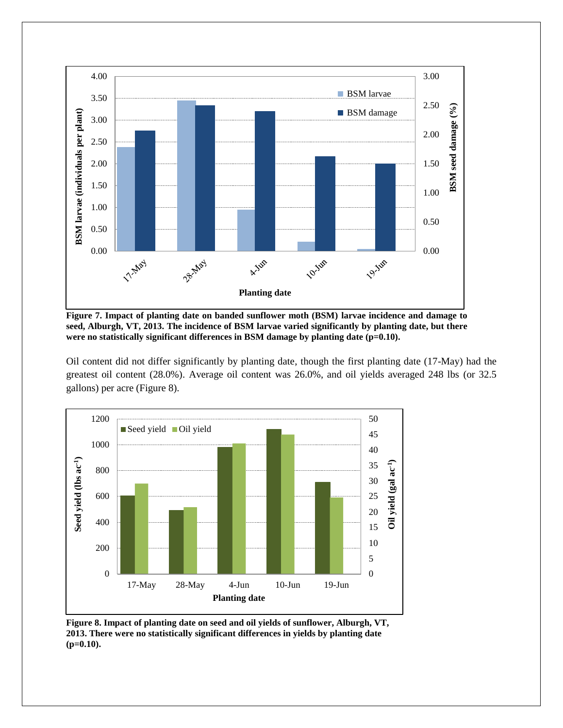**Figure 7. Impact of planting date on banded sunflower moth (BSM) larvae incidence and damage to seed, Alburgh, VT, 2013. The incidence of BSM larvae varied significantly by planting date, but there were no statistically significant differences in BSM damage by planting date (p=0.10).**

Oil content did not differ significantly by planting date, though the first planting date (17-May) had the greatest oil content (28.0%). Average oil content was 26.0%, and oil yields averaged 248 lbs (or 32.5 gallons) per acre (Figure 8).

**Figure 8. Impact of planting date on seed and oil yields of sunflower, Alburgh, VT, 2013. There were no statistically significant differences in yields by planting date (p=0.10).**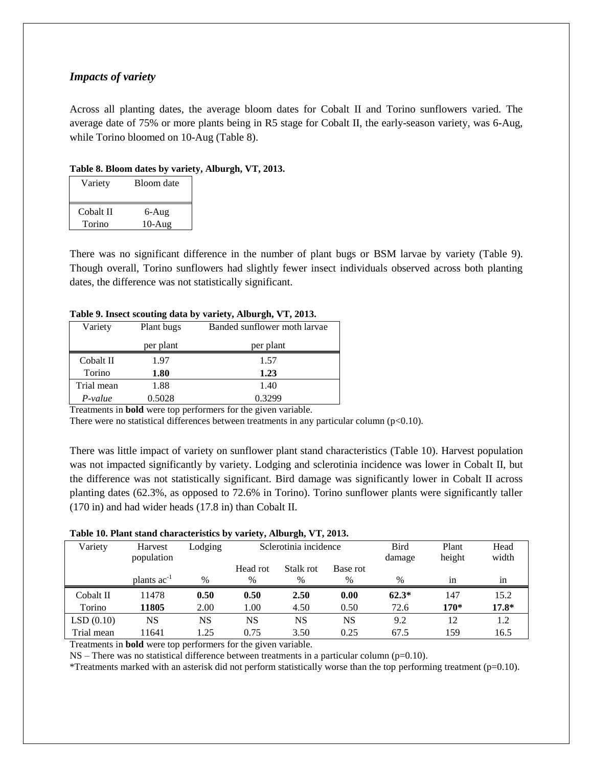### *Impacts of variety*

Across all planting dates, the average bloom dates for Cobalt II and Torino sunflowers varied. The average date of 75% or more plants being in R5 stage for Cobalt II, the early-season variety, was 6-Aug, while Torino bloomed on 10-Aug (Table 8).

**Table 8. Bloom dates by variety, Alburgh, VT, 2013.**

| Variety | Bloom date |
|---|---|
| Cobalt II | 6-Aug |
| Torino | 10-Aug |

There was no significant difference in the number of plant bugs or BSM larvae by variety (Table 9). Though overall, Torino sunflowers had slightly fewer insect individuals observed across both planting dates, the difference was not statistically significant.

**Table 9. Insect scouting data by variety, Alburgh, VT, 2013.**

| Variety | Plant bugs | Banded sunflower moth larvae |
|---|---|---|
| | per plant | per plant |
| Cobalt II | 1.97 | 1.57 |
| Torino | **1.80** | **1.23** |
| Trial mean | 1.88 | 1.40 |
| *P-value* | 0.5028 | 0.3299 |

Treatments in **bold** were top performers for the given variable.
There were no statistical differences between treatments in any particular column ($p<0.10$).

There was little impact of variety on sunflower plant stand characteristics (Table 10). Harvest population was not impacted significantly by variety. Lodging and sclerotinia incidence was lower in Cobalt II, but the difference was not statistically significant. Bird damage was significantly lower in Cobalt II across planting dates (62.3%, as opposed to 72.6% in Torino). Torino sunflower plants were significantly taller (170 in) and had wider heads (17.8 in) than Cobalt II.

**Table 10. Plant stand characteristics by variety, Alburgh, VT, 2013.**

| Variety | Harvest population | Lodging | Sclerotinia incidence | | | Bird damage | Plant height | Head width |
|---|---|---|---|---|---|---|---|---|
| | | | Head rot | Stalk rot | Base rot | | | |
| | plants $ac^{-1}$ | % | % | % | % | % | in | in |
| Cobalt II | 11478 | **0.50** | **0.50** | **2.50** | **0.00** | **62.3*** | 147 | 15.2 |
| Torino | **11805** | 2.00 | 1.00 | 4.50 | 0.50 | 72.6 | **170*** | **17.8*** |
| LSD (0.10) | NS | NS | NS | NS | NS | 9.2 | 12 | 1.2 |
| Trial mean | 11641 | 1.25 | 0.75 | 3.50 | 0.25 | 67.5 | 159 | 16.5 |

Treatments in **bold** were top performers for the given variable.
NS – There was no statistical difference between treatments in a particular column ($p=0.10$).
*Treatments marked with an asterisk did not perform statistically worse than the top performing treatment ($p=0.10$).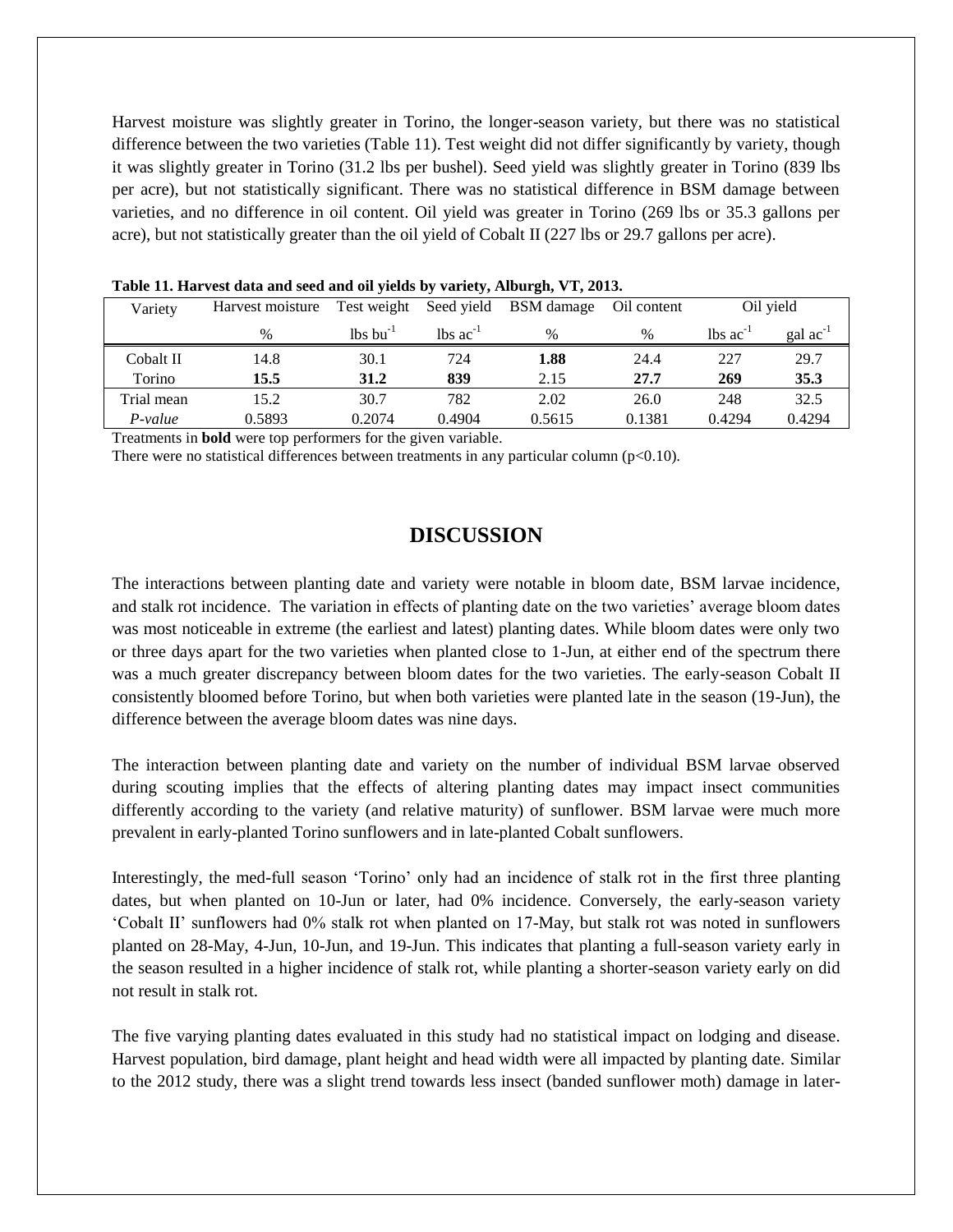Harvest moisture was slightly greater in Torino, the longer-season variety, but there was no statistical difference between the two varieties (Table 11). Test weight did not differ significantly by variety, though it was slightly greater in Torino (31.2 lbs per bushel). Seed yield was slightly greater in Torino (839 lbs per acre), but not statistically significant. There was no statistical difference in BSM damage between varieties, and no difference in oil content. Oil yield was greater in Torino (269 lbs or 35.3 gallons per acre), but not statistically greater than the oil yield of Cobalt II (227 lbs or 29.7 gallons per acre).

**Table 11. Harvest data and seed and oil yields by variety, Alburgh, VT, 2013.**

| Variety | Harvest moisture | Test weight | Seed yield | BSM damage | Oil content | Oil yield | |
|---|---|---|---|---|---|---|---|
| | % | lbs bu$^{-1}$ | lbs ac$^{-1}$ | % | % | lbs ac$^{-1}$ | gal ac$^{-1}$ |
| Cobalt II | 14.8 | 30.1 | 724 | **1.88** | 24.4 | 227 | 29.7 |
| Torino | **15.5** | **31.2** | **839** | 2.15 | **27.7** | **269** | **35.3** |
| Trial mean | 15.2 | 30.7 | 782 | 2.02 | 26.0 | 248 | 32.5 |
| *P-value* | 0.5893 | 0.2074 | 0.4904 | 0.5615 | 0.1381 | 0.4294 | 0.4294 |

Treatments in **bold** were top performers for the given variable.

There were no statistical differences between treatments in any particular column ($p<0.10$).

## DISCUSSION

The interactions between planting date and variety were notable in bloom date, BSM larvae incidence, and stalk rot incidence. The variation in effects of planting date on the two varieties' average bloom dates was most noticeable in extreme (the earliest and latest) planting dates. While bloom dates were only two or three days apart for the two varieties when planted close to 1-Jun, at either end of the spectrum there was a much greater discrepancy between bloom dates for the two varieties. The early-season Cobalt II consistently bloomed before Torino, but when both varieties were planted late in the season (19-Jun), the difference between the average bloom dates was nine days.

The interaction between planting date and variety on the number of individual BSM larvae observed during scouting implies that the effects of altering planting dates may impact insect communities differently according to the variety (and relative maturity) of sunflower. BSM larvae were much more prevalent in early-planted Torino sunflowers and in late-planted Cobalt sunflowers.

Interestingly, the med-full season 'Torino' only had an incidence of stalk rot in the first three planting dates, but when planted on 10-Jun or later, had 0% incidence. Conversely, the early-season variety 'Cobalt II' sunflowers had 0% stalk rot when planted on 17-May, but stalk rot was noted in sunflowers planted on 28-May, 4-Jun, 10-Jun, and 19-Jun. This indicates that planting a full-season variety early in the season resulted in a higher incidence of stalk rot, while planting a shorter-season variety early on did not result in stalk rot.

The five varying planting dates evaluated in this study had no statistical impact on lodging and disease. Harvest population, bird damage, plant height and head width were all impacted by planting date. Similar to the 2012 study, there was a slight trend towards less insect (banded sunflower moth) damage in later-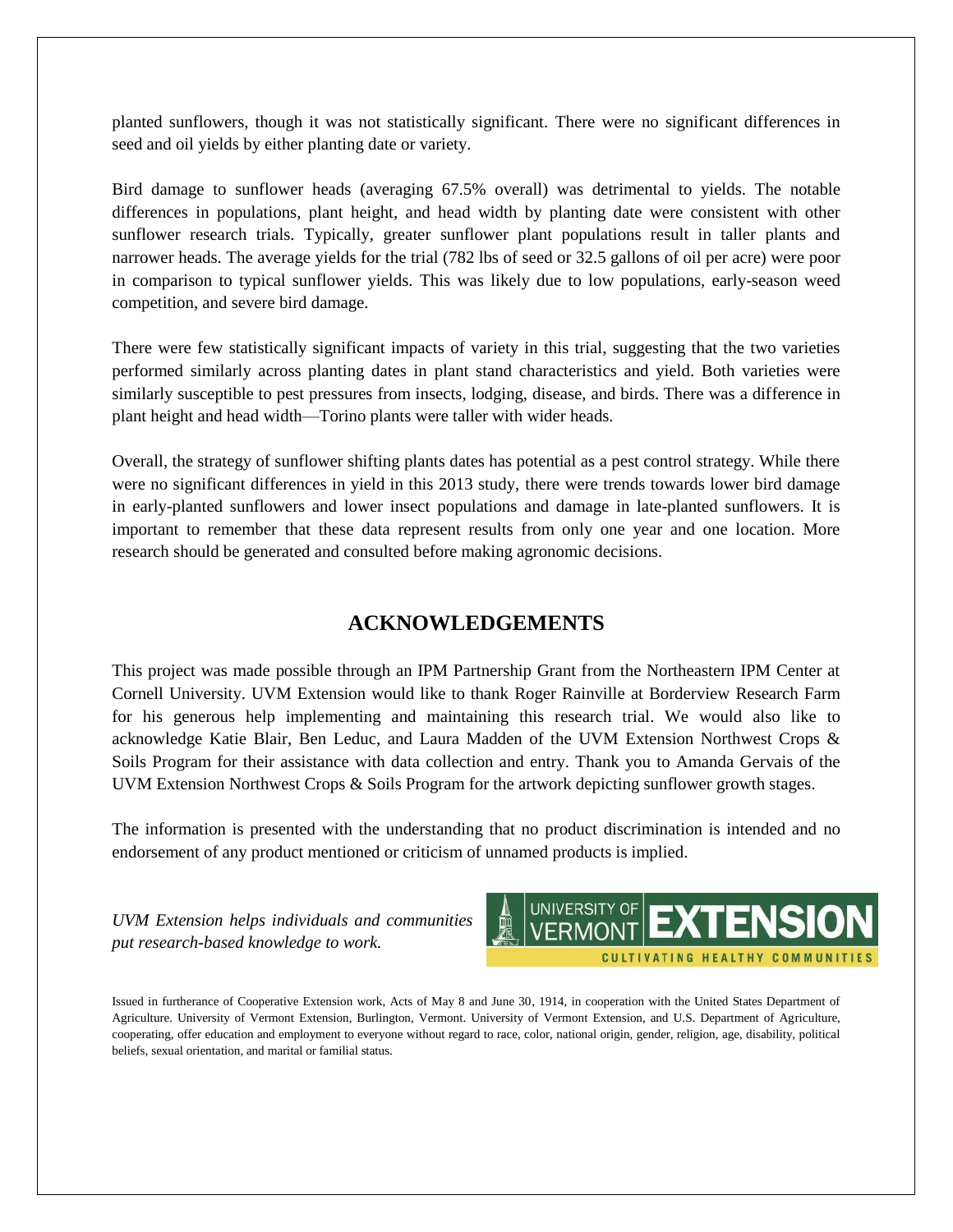planted sunflowers, though it was not statistically significant. There were no significant differences in seed and oil yields by either planting date or variety.

Bird damage to sunflower heads (averaging 67.5% overall) was detrimental to yields. The notable differences in populations, plant height, and head width by planting date were consistent with other sunflower research trials. Typically, greater sunflower plant populations result in taller plants and narrower heads. The average yields for the trial (782 lbs of seed or 32.5 gallons of oil per acre) were poor in comparison to typical sunflower yields. This was likely due to low populations, early-season weed competition, and severe bird damage.

There were few statistically significant impacts of variety in this trial, suggesting that the two varieties performed similarly across planting dates in plant stand characteristics and yield. Both varieties were similarly susceptible to pest pressures from insects, lodging, disease, and birds. There was a difference in plant height and head width—Torino plants were taller with wider heads.

Overall, the strategy of sunflower shifting plants dates has potential as a pest control strategy. While there were no significant differences in yield in this 2013 study, there were trends towards lower bird damage in early-planted sunflowers and lower insect populations and damage in late-planted sunflowers. It is important to remember that these data represent results from only one year and one location. More research should be generated and consulted before making agronomic decisions.

## ACKNOWLEDGEMENTS

This project was made possible through an IPM Partnership Grant from the Northeastern IPM Center at Cornell University. UVM Extension would like to thank Roger Rainville at Borderview Research Farm for his generous help implementing and maintaining this research trial. We would also like to acknowledge Katie Blair, Ben Leduc, and Laura Madden of the UVM Extension Northwest Crops & Soils Program for their assistance with data collection and entry. Thank you to Amanda Gervais of the UVM Extension Northwest Crops & Soils Program for the artwork depicting sunflower growth stages.

The information is presented with the understanding that no product discrimination is intended and no endorsement of any product mentioned or criticism of unnamed products is implied.

*UVM Extension helps individuals and communities put research-based knowledge to work.*

UNIVERSITY OF VERMONT EXTENSION
CULTIVATING HEALTHY COMMUNITIES

Issued in furtherance of Cooperative Extension work, Acts of May 8 and June 30, 1914, in cooperation with the United States Department of Agriculture. University of Vermont Extension, Burlington, Vermont. University of Vermont Extension, and U.S. Department of Agriculture, cooperating, offer education and employment to everyone without regard to race, color, national origin, gender, religion, age, disability, political beliefs, sexual orientation, and marital or familial status.